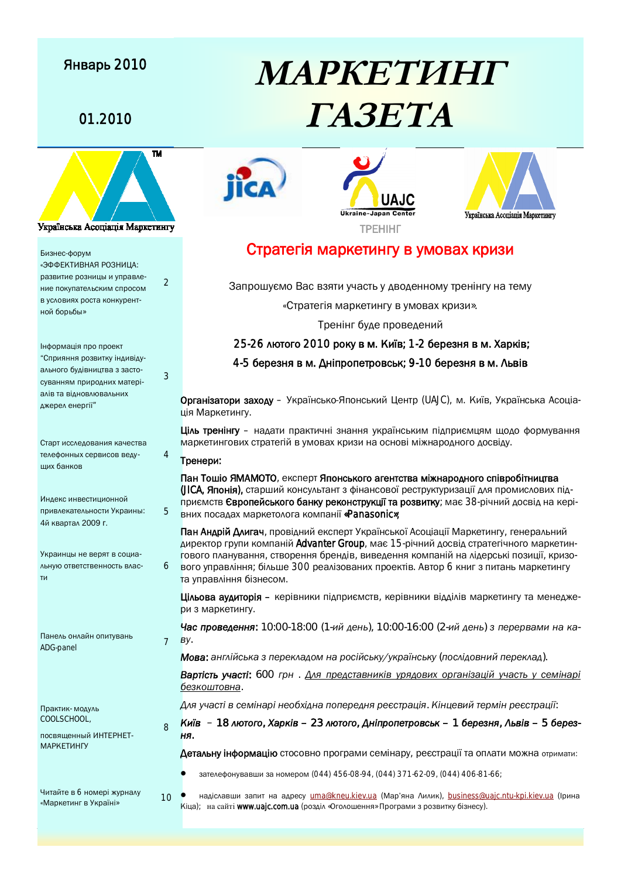Январь 2010

01.2010

# МАРКЕТИНГ ГАЗЕТА

Українська Асоціація Маркетингу

| | |
|---|---|
| Бизнес-форум «ЭФФЕКТИВНАЯ РОЗНИЦА: развитие розницы и управление покупательским спросом в условиях роста конкурентной борьбы» | 2 |
| Інформація про проект "Сприяння розвитку індивідуального будівництва з застосуванням природних матеріалів та відновлювальних джерел енергії" | 3 |
| Старт исследования качества телефонных сервисов ведущих банков | 4 |
| Индекс инвестиционной привлекательности Украины: 4й квартал 2009 г. | 5 |
| Украинцы не верят в социальную ответственность власти | 6 |
| Панель онлайн опитувань ADG-panel | 7 |
| Практик-модуль COOLSCHOOL, посвященный ИНТЕРНЕТ-МАРКЕТИНГУ | 8 |
| Читайте в 6 номері журналу «Маркетинг в Україні» | 10 |

jica

UAJC Ukraine-Japan Center

Українська Асоціація Маркетингу

ТРЕНІНГ

## Стратегія маркетингу в умовах кризи

Запрошуємо Вас взяти участь у дводенному тренінгу на тему

«Стратегія маркетингу в умовах кризи».

Тренінг буде проведений

**25-26 лютого 2010 року в м. Київ; 1-2 березня в м. Харків;**

**4-5 березня в м. Дніпропетровськ; 9-10 березня в м. Львів**

**Організатори заходу** – Українсько-Японський Центр (UAJC), м. Київ, Українська Асоціація Маркетингу.

**Ціль тренінгу** – надати практичні знання українським підприємцям щодо формування маркетингових стратегій в умовах кризи на основі міжнародного досвіду.

**Тренери:**

**Пан Тошіо ЯМАМОТО**, експерт **Японського агентства міжнародного співробітництва (JICA, Японія)**, старший консультант з фінансової реструктуризації для промислових підприємств **Європейського банку реконструкції та розвитку**; має 38-річний досвід на керівних посадах маркетолога компанії **«Panasonic»;**

**Пан Андрій Длигач**, провідний експерт Української Асоціації Маркетингу, генеральний директор групи компаній **Advanter Group**, має 15-річний досвід стратегічного маркетингового планування, створення брендів, виведення компаній на лідерські позиції, кризового управління; більше 300 реалізованих проектів. Автор 6 книг з питань маркетингу та управління бізнесом.

**Цільова аудиторія** – керівники підприємств, керівники відділів маркетингу та менеджери з маркетингу.

***Час проведення***: 10:00-18:00 (1*-ий день*), 10:00-16:00 (2*-ий день*) *з перервами на каву*.

***Мова***: *англійська з перекладом на російську/українську* (*послідовний переклад*).

***Вартість участі***: 600 *грн* . *Для представників урядових організацій участь у семінарі безкоштовна*.

*Для участі в семінарі необхідна попередня реєстрація. Кінцевий термін реєстрації*:

***Київ – 18 лютого, Харків – 23 лютого, Дніпропетровськ – 1 березня, Львів – 5 березня.***

**Детальну інформацію** стосовно програми семінару, реєстрації та оплати можна отримати:

- зателефонувавши за номером (044) 456-08-94, (044) 371-62-09, (044) 406-81-66;
- надіславши запит на адресу uma@kneu.kiev.ua (Мар'яна Лилик), business@uajc.ntu-kpi.kiev.ua (Ірина Кіца); на сайті **www.uajc.com.ua** (розділ «Оголошення» Програми з розвитку бізнесу).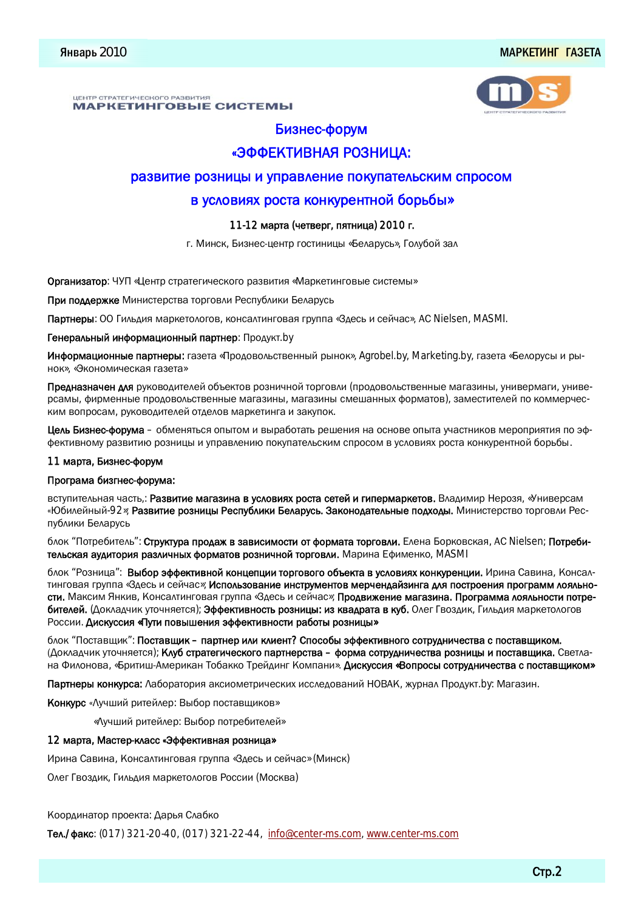ЦЕНТР СТРАТЕГИЧЕСКОГО РАЗВИТИЯ
**МАРКЕТИНГОВЫЕ СИСТЕМЫ**

# Бизнес-форум
# «ЭФФЕКТИВНАЯ РОЗНИЦА:
# развитие розницы и управление покупательским спросом
# в условиях роста конкурентной борьбы»

**11-12 марта (четверг, пятница) 2010 г.**

г. Минск, Бизнес-центр гостиницы «Беларусь», Голубой зал

**Организатор**: ЧУП «Центр стратегического развития «Маркетинговые системы»

**При поддержке** Министерства торговли Республики Беларусь

**Партнеры**: ОО Гильдия маркетологов, консалтинговая группа «Здесь и сейчас», AC Nielsen, MASMI.

**Генеральный информационный партнер**: Продукт.by

**Информационные партнеры:** газета «Продовольственный рынок», Agrobel.by, Marketing.by, газета «Белорусы и рынок», «Экономическая газета»

**Предназначен для** руководителей объектов розничной торговли (продовольственные магазины, универмаги, универсамы, фирменные продовольственные магазины, магазины смешанных форматов), заместителей по коммерческим вопросам, руководителей отделов маркетинга и закупок.

**Цель Бизнес-форума** – обменяться опытом и выработать решения на основе опыта участников мероприятия по эффективному развитию розницы и управлению покупательским спросом в условиях роста конкурентной борьбы.

**11 марта, Бизнес-форум**

**Програма бизгнес-форума:**

вступительная часть,: **Развитие магазина в условиях роста сетей и гипермаркетов.** Владимир Нерозя, «Универсам «Юбилейный-92»; **Развитие розницы Республики Беларусь. Законодательные подходы.** Министерство торговли Республики Беларусь

блок "Потребитель": **Структура продаж в зависимости от формата торговли.** Елена Борковская, AC Nielsen; **Потребительская аудитория различных форматов розничной торговли.** Марина Ефименко, MASMI

блок "Розница": **Выбор эффективной концепции торгового объекта в условиях конкуренции.** Ирина Савина, Консалтинговая группа «Здесь и сейчас»; **Использование инструментов мерчендайзинга для построения программ лояльности.** Максим Янкив, Консалтинговая группа «Здесь и сейчас»; **Продвижение магазина. Программа лояльности потребителей.** (Докладчик уточняется); **Эффективность розницы: из квадрата в куб.** Олег Гвоздик, Гильдия маркетологов России. **Дискуссия «Пути повышения эффективности работы розницы»**

блок "Поставщик": **Поставщик – партнер или клиент? Способы эффективного сотрудничества с поставщиком.** (Докладчик уточняется); **Клуб стратегического партнерства – форма сотрудничества розницы и поставщика.** Светлана Филонова, «Бритиш-Американ Тобакко Трейдинг Компани». **Дискуссия «Вопросы сотрудничества с поставщиком»**

**Партнеры конкурса:** Лаборатория аксиометрических исследований НОВАК, журнал Продукт.by: Магазин.

**Конкурс** «Лучший ритейлер: Выбор поставщиков»

«Лучший ритейлер: Выбор потребителей»

**12 марта, Мастер-класс «Эффективная розница»**

Ирина Савина, Консалтинговая группа «Здесь и сейчас» (Минск)

Олег Гвоздик, Гильдия маркетологов России (Москва)

Координатор проекта: Дарья Слабко

**Тел./факс**: (017) 321-20-40, (017) 321-22-44, info@center-ms.com, www.center-ms.com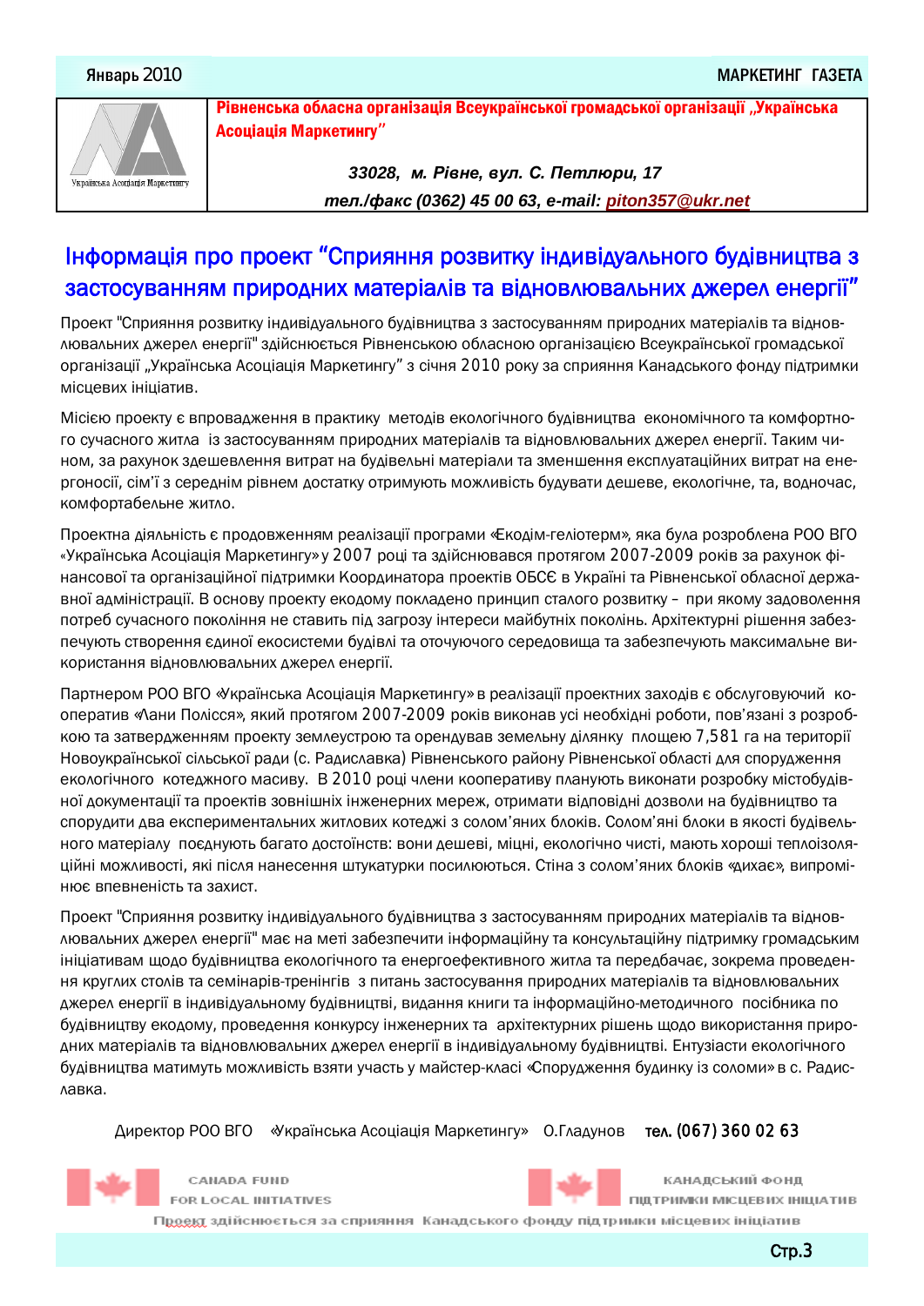**Рівненська обласна організація Всеукраїнської громадської організації „Українська Асоціація Маркетингу"**

*33028, м. Рівне, вул. С. Петлюри, 17*

*тел./факс (0362) 45 00 63, e-mail: piton357@ukr.net*

Українська Асоціація Маркетингу

# Інформація про проект "Сприяння розвитку індивідуального будівництва з застосуванням природних матеріалів та відновлювальних джерел енергії"

Проект "Сприяння розвитку індивідуального будівництва з застосуванням природних матеріалів та відновлювальних джерел енергії" здійснюється Рівненською обласною організацією Всеукраїнської громадської організації „Українська Асоціація Маркетингу" з січня 2010 року за сприяння Канадського фонду підтримки місцевих ініціатив.

Місією проекту є впровадження в практику методів екологічного будівництва економічного та комфортного сучасного житла із застосуванням природних матеріалів та відновлювальних джерел енергії. Таким чином, за рахунок здешевлення витрат на будівельні матеріали та зменшення експлуатаційних витрат на енергоносії, сім'ї з середнім рівнем достатку отримують можливість будувати дешеве, екологічне, та, водночас, комфортабельне житло.

Проектна діяльність є продовженням реалізації програми «Екодім-геліотерм», яка була розроблена РОО ВГО «Українська Асоціація Маркетингу» у 2007 році та здійснювався протягом 2007-2009 років за рахунок фінансової та організаційної підтримки Координатора проектів ОБСЄ в Україні та Рівненської обласної державної адміністрації. В основу проекту екодому покладено принцип сталого розвитку – при якому задоволення потреб сучасного покоління не ставить під загрозу інтереси майбутніх поколінь. Архітектурні рішення забезпечують створення єдиної екосистеми будівлі та оточуючого середовища та забезпечують максимальне використання відновлювальних джерел енергії.

Партнером РОО ВГО «Українська Асоціація Маркетингу» в реалізації проектних заходів є обслуговуючий кооператив «Лани Полісся», який протягом 2007-2009 років виконав усі необхідні роботи, пов'язані з розробкою та затвердженням проекту землеустрою та орендував земельну ділянку площею 7,581 га на території Новоукраїнської сільської ради (с. Радиславка) Рівненського району Рівненської області для спорудження екологічного котеджного масиву. В 2010 році члени кооперативу планують виконати розробку містобудівної документації та проектів зовнішніх інженерних мереж, отримати відповідні дозволи на будівництво та спорудити два експериментальних житлових котеджі з солом'яних блоків. Солом'яні блоки в якості будівельного матеріалу поєднують багато достоїнств: вони дешеві, міцні, екологічно чисті, мають хороші теплоізоляційні можливості, які після нанесення штукатурки посилюються. Стіна з солом'яних блоків «дихає», випромінює впевненість та захист.

Проект "Сприяння розвитку індивідуального будівництва з застосуванням природних матеріалів та відновлювальних джерел енергії" має на меті забезпечити інформаційну та консультаційну підтримку громадським ініціативам щодо будівництва екологічного та енергоефективного житла та передбачає, зокрема проведення круглих столів та семінарів-тренінгів з питань застосування природних матеріалів та відновлювальних джерел енергії в індивідуальному будівництві, видання книги та інформаційно-методичного посібника по будівництву екодому, проведення конкурсу інженерних та архітектурних рішень щодо використання природних матеріалів та відновлювальних джерел енергії в індивідуальному будівництві. Ентузіасти екологічного будівництва матимуть можливість взяти участь у майстер-класі «Спорудження будинку із соломи» в с. Радиславка.

Директор РОО ВГО «Українська Асоціація Маркетингу» О.Гладунов **тел. (067) 360 02 63**

CANADA FUND FOR LOCAL INITIATIVES — КАНАДСЬКИЙ ФОНД ПІДТРИМКИ МІСЦЕВИХ ІНІЦІАТИВ

Проект здійснюється за сприяння Канадського фонду підтримки місцевих ініціатив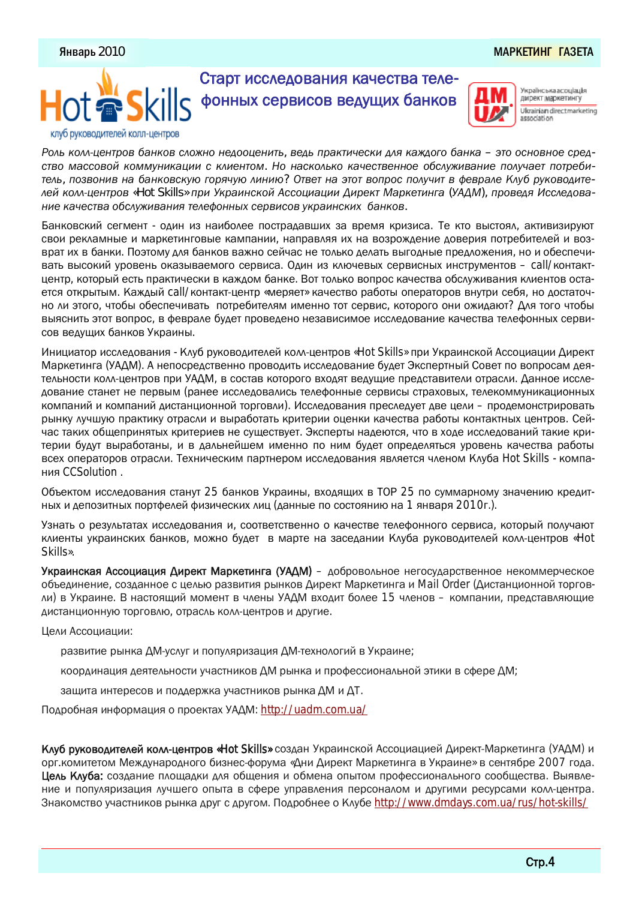# Старт исследования качества телефонных сервисов ведущих банков

*Роль колл-центров банков сложно недооценить, ведь практически для каждого банка – это основное средство массовой коммуникации с клиентом. Но насколько качественное обслуживание получает потребитель, позвонив на банковскую горячую линию? Ответ на этот вопрос получит в феврале Клуб руководителей колл-центров «Hot Skills» при Украинской Ассоциации Директ Маркетинга (УАДМ), проведя Исследование качества обслуживания телефонных сервисов украинских банков.*

Банковский сегмент - один из наиболее пострадавших за время кризиса. Те кто выстоял, активизируют свои рекламные и маркетинговые кампании, направляя их на возрождение доверия потребителей и возврат их в банки. Поэтому для банков важно сейчас не только делать выгодные предложения, но и обеспечивать высокий уровень оказываемого сервиса. Один из ключевых сервисных инструментов – call/контакт-центр, который есть практически в каждом банке. Вот только вопрос качества обслуживания клиентов остается открытым. Каждый call/контакт-центр «меряет» качество работы операторов внутри себя, но достаточно ли этого, чтобы обеспечивать потребителям именно тот сервис, которого они ожидают? Для того чтобы выяснить этот вопрос, в феврале будет проведено независимое исследование качества телефонных сервисов ведущих банков Украины.

Инициатор исследования - Клуб руководителей колл-центров «Hot Skills» при Украинской Ассоциации Директ Маркетинга (УАДМ). А непосредственно проводить исследование будет Экспертный Совет по вопросам деятельности колл-центров при УАДМ, в состав которого входят ведущие представители отрасли. Данное исследование станет не первым (ранее исследовались телефонные сервисы страховых, телекоммуникационных компаний и компаний дистанционной торговли). Исследования преследует две цели – продемонстрировать рынку лучшую практику отрасли и выработать критерии оценки качества работы контактных центров. Сейчас таких общепринятых критериев не существует. Эксперты надеются, что в ходе исследований такие критерии будут выработаны, и в дальнейшем именно по ним будет определяться уровень качества работы всех операторов отрасли. Техническим партнером исследования является членом Клуба Hot Skills - компания CCSolution .

Объектом исследования станут 25 банков Украины, входящих в TOP 25 по суммарному значению кредитных и депозитных портфелей физических лиц (данные по состоянию на 1 января 2010г.).

Узнать о результатах исследования и, соответственно о качестве телефонного сервиса, который получают клиенты украинских банков, можно будет в марте на заседании Клуба руководителей колл-центров «Hot Skills».

**Украинская Ассоциация Директ Маркетинга (УАДМ)** – добровольное негосударственное некоммерческое объединение, созданное с целью развития рынков Директ Маркетинга и Mail Order (Дистанционной торговли) в Украине. В настоящий момент в члены УАДМ входит более 15 членов – компании, представляющие дистанционную торговлю, отрасль колл-центров и другие.

Цели Ассоциации:

- развитие рынка ДМ-услуг и популяризация ДМ-технологий в Украине;
- координация деятельности участников ДМ рынка и профессиональной этики в сфере ДМ;
- защита интересов и поддержка участников рынка ДМ и ДТ.

Подробная информация о проектах УАДМ: http://uadm.com.ua/

**Клуб руководителей колл-центров «Hot Skills»** создан Украинской Ассоциацией Директ-Маркетинга (УАДМ) и орг.комитетом Международного бизнес-форума «Дни Директ Маркетинга в Украине» в сентябре 2007 года. **Цель Клуба:** создание площадки для общения и обмена опытом профессионального сообщества. Выявление и популяризация лучшего опыта в сфере управления персоналом и другими ресурсами колл-центра. Знакомство участников рынка друг с другом. Подробнее о Клубе http://www.dmdays.com.ua/rus/hot-skills/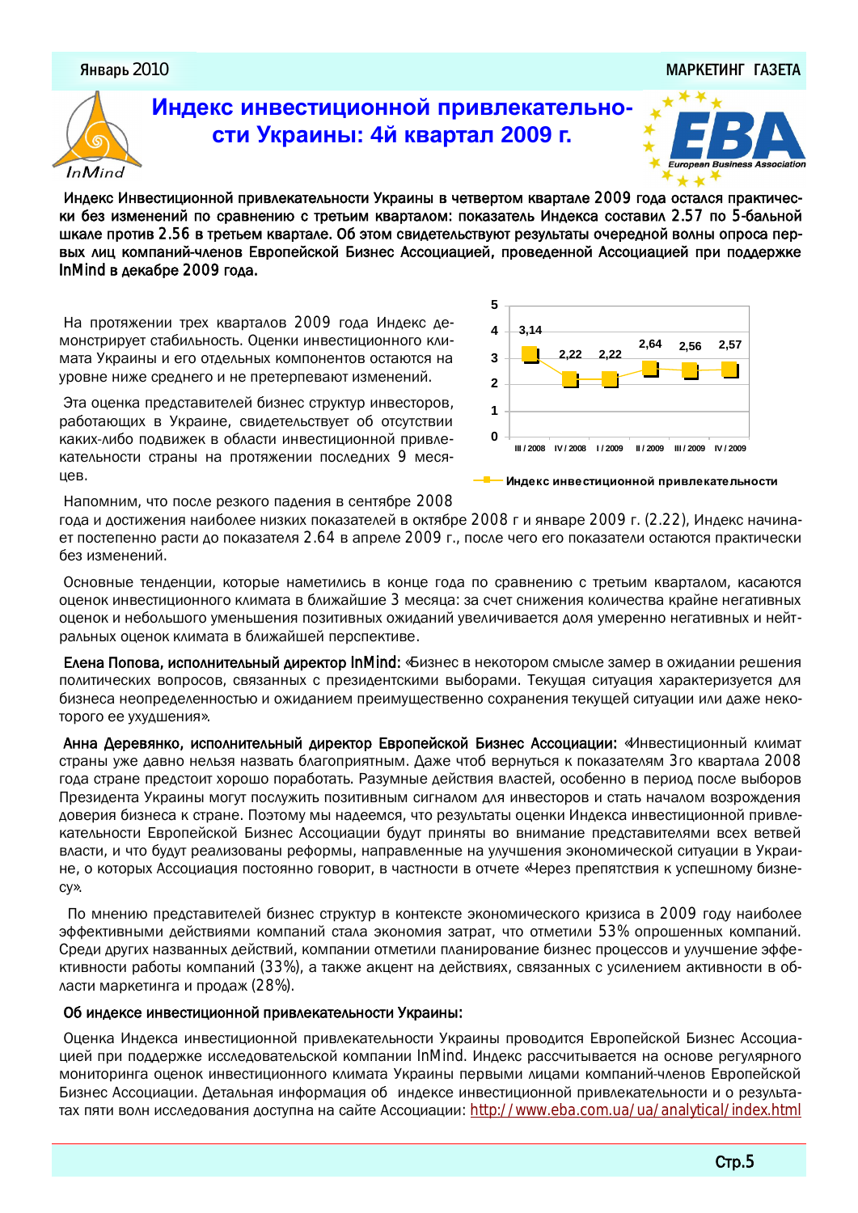# Индекс инвестиционной привлекательности Украины: 4й квартал 2009 г.

**Индекс Инвестиционной привлекательности Украины в четвертом квартале 2009 года остался практически без изменений по сравнению с третьим кварталом: показатель Индекса составил 2.57 по 5-бальной шкале против 2.56 в третьем квартале. Об этом свидетельствуют результаты очередной волны опроса первых лиц компаний-членов Европейской Бизнес Ассоциацией, проведенной Ассоциацией при поддержке InMind в декабре 2009 года.**

На протяжении трех кварталов 2009 года Индекс демонстрирует стабильность. Оценки инвестиционного климата Украины и его отдельных компонентов остаются на уровне ниже среднего и не претерпевают изменений.

Эта оценка представителей бизнес структур инвесторов, работающих в Украине, свидетельствует об отсутствии каких-либо подвижек в области инвестиционной привлекательности страны на протяжении последних 9 месяцев.

| Квартал | III / 2008 | IV / 2008 | I / 2009 | II / 2009 | III / 2009 | IV / 2009 |
|---|---|---|---|---|---|---|
| Индекс инвестиционной привлекательности | 3,14 | 2,22 | 2,22 | 2,64 | 2,56 | 2,57 |

Напомним, что после резкого падения в сентябре 2008 года и достижения наиболее низких показателей в октябре 2008 г и январе 2009 г. (2.22), Индекс начинает постепенно расти до показателя 2.64 в апреле 2009 г., после чего его показатели остаются практически без изменений.

Основные тенденции, которые наметились в конце года по сравнению с третьим кварталом, касаются оценок инвестиционного климата в ближайшие 3 месяца: за счет снижения количества крайне негативных оценок и небольшого уменьшения позитивных ожиданий увеличивается доля умеренно негативных и нейтральных оценок климата в ближайшей перспективе.

**Елена Попова, исполнительный директор InMind:** «Бизнес в некотором смысле замер в ожидании решения политических вопросов, связанных с президентскими выборами. Текущая ситуация характеризуется для бизнеса неопределенностью и ожиданием преимущественно сохранения текущей ситуации или даже некоторого ее ухудшения».

**Анна Деревянко, исполнительный директор Европейской Бизнес Ассоциации:** «Инвестиционный климат страны уже давно нельзя назвать благоприятным. Даже чтоб вернуться к показателям 3го квартала 2008 года стране предстоит хорошо поработать. Разумные действия властей, особенно в период после выборов Президента Украины могут послужить позитивным сигналом для инвесторов и стать началом возрождения доверия бизнеса к стране. Поэтому мы надеемся, что результаты оценки Индекса инвестиционной привлекательности Европейской Бизнес Ассоциации будут приняты во внимание представителями всех ветвей власти, и что будут реализованы реформы, направленные на улучшения экономической ситуации в Украине, о которых Ассоциация постоянно говорит, в частности в отчете «Через препятствия к успешному бизнесу».

По мнению представителей бизнес структур в контексте экономического кризиса в 2009 году наиболее эффективными действиями компаний стала экономия затрат, что отметили 53% опрошенных компаний. Среди других названных действий, компании отметили планирование бизнес процессов и улучшение эффективности работы компаний (33%), а также акцент на действиях, связанных с усилением активности в области маркетинга и продаж (28%).

**Об индексе инвестиционной привлекательности Украины:**

Оценка Индекса инвестиционной привлекательности Украины проводится Европейской Бизнес Ассоциацией при поддержке исследовательской компании InMind. Индекс рассчитывается на основе регулярного мониторинга оценок инвестиционного климата Украины первыми лицами компаний-членов Европейской Бизнес Ассоциации. Детальная информация об индексе инвестиционной привлекательности и о результатах пяти волн исследования доступна на сайте Ассоциации: http://www.eba.com.ua/ua/analytical/index.html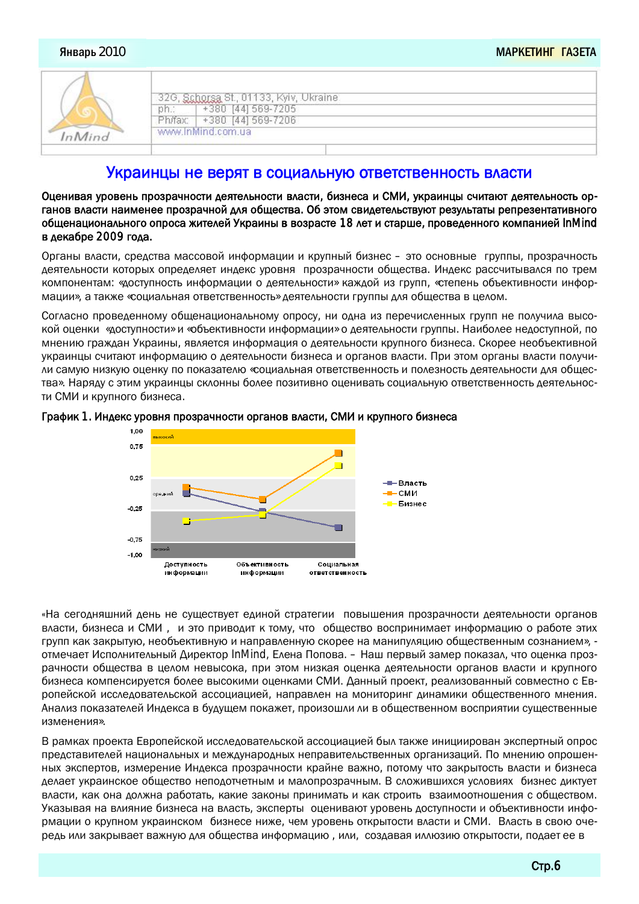32G, Schorsa St., 01133, Kyiv, Ukraine
ph.: +380 [44] 569-7205
Ph/fax: +380 [44] 569-7206
www.InMind.com.ua

# Украинцы не верят в социальную ответственность власти

**Оценивая уровень прозрачности деятельности власти, бизнеса и СМИ, украинцы считают деятельность органов власти наименее прозрачной для общества. Об этом свидетельствуют результаты репрезентативного общенационального опроса жителей Украины в возрасте 18 лет и старше, проведенного компанией InMind в декабре 2009 года.**

Органы власти, средства массовой информации и крупный бизнес – это основные группы, прозрачность деятельности которых определяет индекс уровня прозрачности общества. Индекс рассчитывался по трем компонентам: «доступность информации о деятельности» каждой из групп, «степень объективности информации», а также «социальная ответственность» деятельности группы для общества в целом.

Согласно проведенному общенациональному опросу, ни одна из перечисленных групп не получила высокой оценки «доступности» и «объективности информации» о деятельности группы. Наиболее недоступной, по мнению граждан Украины, является информация о деятельности крупного бизнеса. Скорее необъективной украинцы считают информацию о деятельности бизнеса и органов власти. При этом органы власти получили самую низкую оценку по показателю «социальная ответственность и полезность деятельности для общества». Наряду с этим украинцы склонны более позитивно оценивать социальную ответственность деятельности СМИ и крупного бизнеса.

**График 1. Индекс уровня прозрачности органов власти, СМИ и крупного бизнеса**

«На сегодняшний день не существует единой стратегии повышения прозрачности деятельности органов власти, бизнеса и СМИ, и это приводит к тому, что общество воспринимает информацию о работе этих групп как закрытую, необъективную и направленную скорее на манипуляцию общественным сознанием», - отмечает Исполнительный Директор InMind, Елена Попова. – Наш первый замер показал, что оценка прозрачности общества в целом невысока, при этом низкая оценка деятельности органов власти и крупного бизнеса компенсируется более высокими оценками СМИ. Данный проект, реализованный совместно с Европейской исследовательской ассоциацией, направлен на мониторинг динамики общественного мнения. Анализ показателей Индекса в будущем покажет, произошли ли в общественном восприятии существенные изменения».

В рамках проекта Европейской исследовательской ассоциацией был также инициирован экспертный опрос представителей национальных и международных неправительственных организаций. По мнению опрошенных экспертов, измерение Индекса прозрачности крайне важно, потому что закрытость власти и бизнеса делает украинское общество неподотчетным и малопрозрачным. В сложившихся условиях бизнес диктует власти, как она должна работать, какие законы принимать и как строить взаимоотношения с обществом. Указывая на влияние бизнеса на власть, эксперты оценивают уровень доступности и объективности информации о крупном украинском бизнесе ниже, чем уровень открытости власти и СМИ. Власть в свою очередь или закрывает важную для общества информацию , или, создавая иллюзию открытости, подает ее в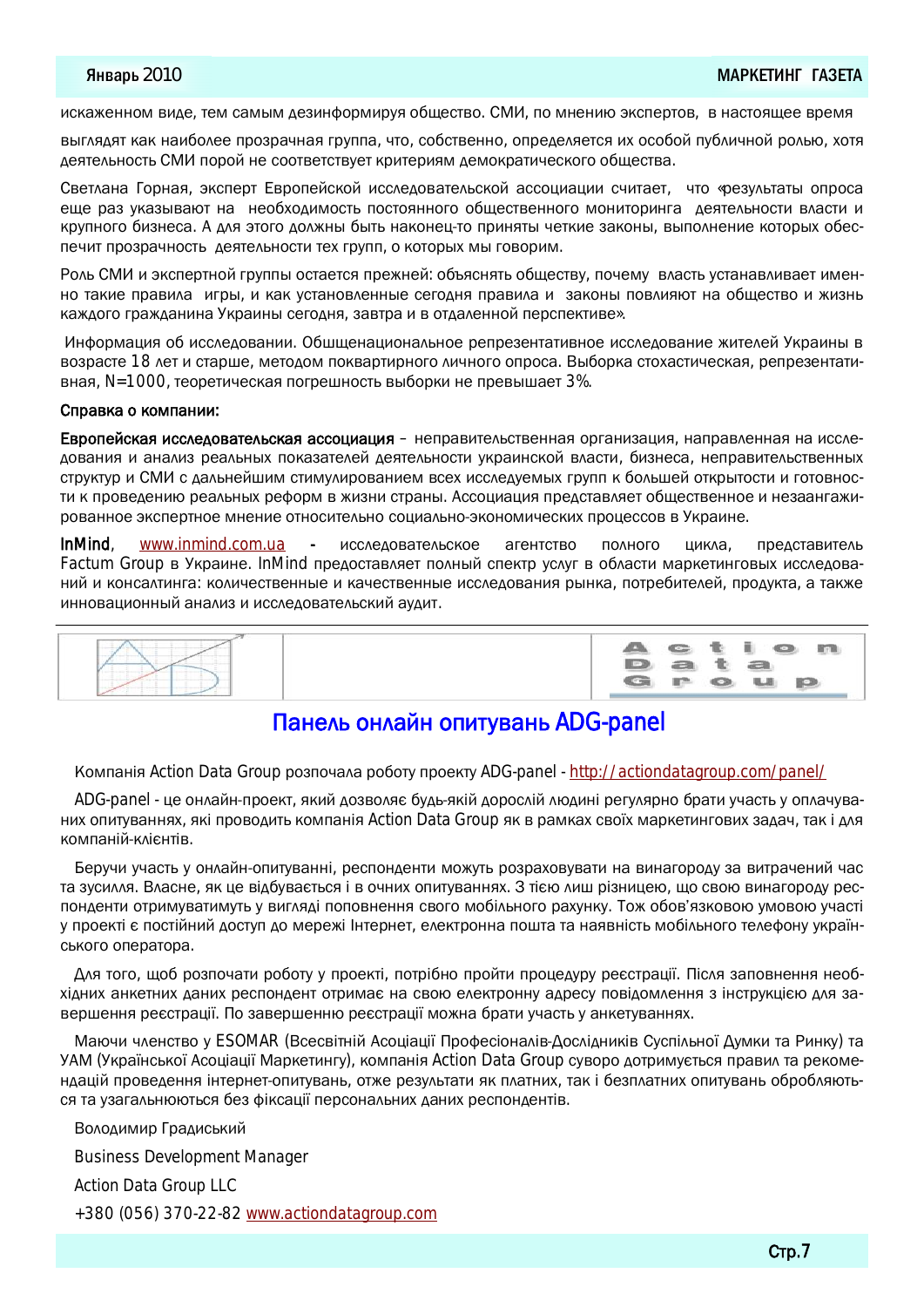искаженном виде, тем самым дезинформируя общество. СМИ, по мнению экспертов, в настоящее время выглядят как наиболее прозрачная группа, что, собственно, определяется их особой публичной ролью, хотя деятельность СМИ порой не соответствует критериям демократического общества.

Светлана Горная, эксперт Европейской исследовательской ассоциации считает, что «результаты опроса еще раз указывают на необходимость постоянного общественного мониторинга деятельности власти и крупного бизнеса. А для этого должны быть наконец-то приняты четкие законы, выполнение которых обеспечит прозрачность деятельности тех групп, о которых мы говорим.

Роль СМИ и экспертной группы остается прежней: объяснять обществу, почему власть устанавливает именно такие правила игры, и как установленные сегодня правила и законы повлияют на общество и жизнь каждого гражданина Украины сегодня, завтра и в отдаленной перспективе».

Информация об исследовании. Обшщенациональное репрезентативное исследование жителей Украины в возрасте 18 лет и старше, методом поквартирного личного опроса. Выборка стохастическая, репрезентативная, N=1000, теоретическая погрешность выборки не превышает 3%.

**Справка о компании:**

**Европейская исследовательская ассоциация** – неправительственная организация, направленная на исследования и анализ реальных показателей деятельности украинской власти, бизнеса, неправительственных структур и СМИ с дальнейшим стимулированием всех исследуемых групп к большей открытости и готовности к проведению реальных реформ в жизни страны. Ассоциация представляет общественное и незаангажированное экспертное мнение относительно социально-экономических процессов в Украине.

**InMind**, www.inmind.com.ua - исследовательское агентство полного цикла, представитель Factum Group в Украине. InMind предоставляет полный спектр услуг в области маркетинговых исследований и консалтинга: количественные и качественные исследования рынка, потребителей, продукта, а также инновационный анализ и исследовательский аудит.

---

Action Data Group

## Панель онлайн опитувань ADG-panel

Компанія Action Data Group розпочала роботу проекту ADG-panel - http://actiondatagroup.com/panel/

ADG-panel - це онлайн-проект, який дозволяє будь-якій дорослій людині регулярно брати участь у оплачуваних опитуваннях, які проводить компанія Action Data Group як в рамках своїх маркетингових задач, так і для компаній-клієнтів.

Беручи участь у онлайн-опитуванні, респонденти можуть розраховувати на винагороду за витрачений час та зусилля. Власне, як це відбувається і в очних опитуваннях. З тією лиш різницею, що свою винагороду респонденти отримуватимуть у вигляді поповнення свого мобільного рахунку. Тож обов'язковою умовою участі у проекті є постійний доступ до мережі Інтернет, електронна пошта та наявність мобільного телефону українського оператора.

Для того, щоб розпочати роботу у проекті, потрібно пройти процедуру реєстрації. Після заповнення необхідних анкетних даних респондент отримає на свою електронну адресу повідомлення з інструкцією для завершення реєстрації. По завершенню реєстрації можна брати участь у анкетуваннях.

Маючи членство у ESOMAR (Всесвітній Асоціації Професіоналів-Дослідників Суспільної Думки та Ринку) та УАМ (Української Асоціації Маркетингу), компанія Action Data Group суворо дотримується правил та рекомендацій проведення інтернет-опитувань, отже результати як платних, так і безплатних опитувань обробляються та узагальнюються без фіксації персональних даних респондентів.

Володимир Градиський

Business Development Manager

Action Data Group LLC

+380 (056) 370-22-82 www.actiondatagroup.com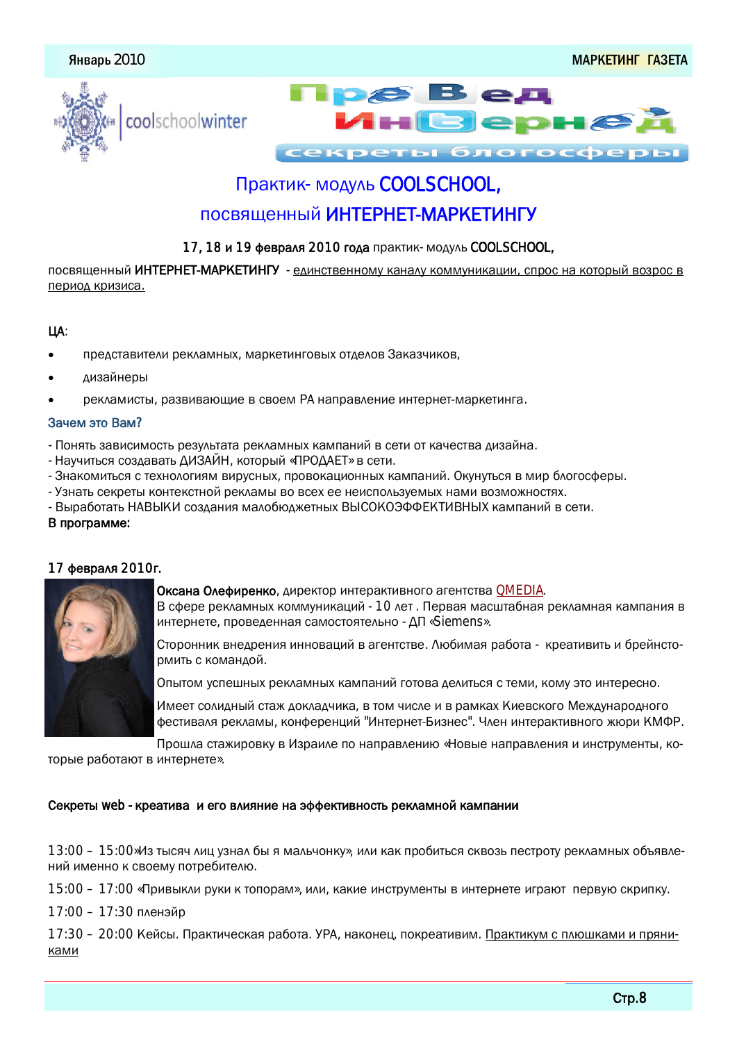coolschoolwinter

Пре Вед Инт ернет

секреты блогосферы

## Практик- модуль COOLSCHOOL, посвященный ИНТЕРНЕТ-МАРКЕТИНГУ

**17, 18 и 19 февраля 2010 года** практик- модуль **COOLSCHOOL,**

посвященный **ИНТЕРНЕТ-МАРКЕТИНГУ** - единственному каналу коммуникации, спрос на который возрос в период кризиса.

**ЦА**:

- представители рекламных, маркетинговых отделов Заказчиков,
- дизайнеры
- рекламисты, развивающие в своем РА направление интернет-маркетинга.

### Зачем это Вам?

- Понять зависимость результата рекламных кампаний в сети от качества дизайна.
- Научиться создавать ДИЗАЙН, который «ПРОДАЕТ» в сети.
- Знакомиться с технологиям вирусных, провокационных кампаний. Окунуться в мир блогосферы.
- Узнать секреты контекстной рекламы во всех ее неиспользуемых нами возможностях.
- Выработать НАВЫКИ создания малобюджетных ВЫСОКОЭФФЕКТИВНЫХ кампаний в сети.

**В программе:**

**17 февраля 2010г.**

**Оксана Олефиренко**, директор интерактивного агентства QMEDIA.
В сфере рекламных коммуникаций - 10 лет . Первая масштабная рекламная кампания в интернете, проведенная самостоятельно - ДП «Siemens».

Сторонник внедрения инноваций в агентстве. Любимая работа - креативить и брейнсто­рмить с командой.

Опытом успешных рекламных кампаний готова делиться с теми, кому это интересно.

Имеет солидный стаж докладчика, в том числе и в рамках Киевского Международного фестиваля рекламы, конференций "Интернет-Бизнес". Член интерактивного жюри КМФР.

Прошла стажировку в Израиле по направлению «Новые направления и инструменты, которые работают в интернете».

**Секреты web - креатива и его влияние на эффективность рекламной кампании**

13:00 – 15:00»Из тысяч лиц узнал бы я мальчонку», или как пробиться сквозь пестроту рекламных объявлений именно к своему потребителю.

15:00 – 17:00 «Привыкли руки к топорам», или, какие инструменты в интернете играют первую скрипку.

17:00 – 17:30 пленэйр

17:30 – 20:00 Кейсы. Практическая работа. УРА, наконец, покреативим. Практикум с плюшками и пряниками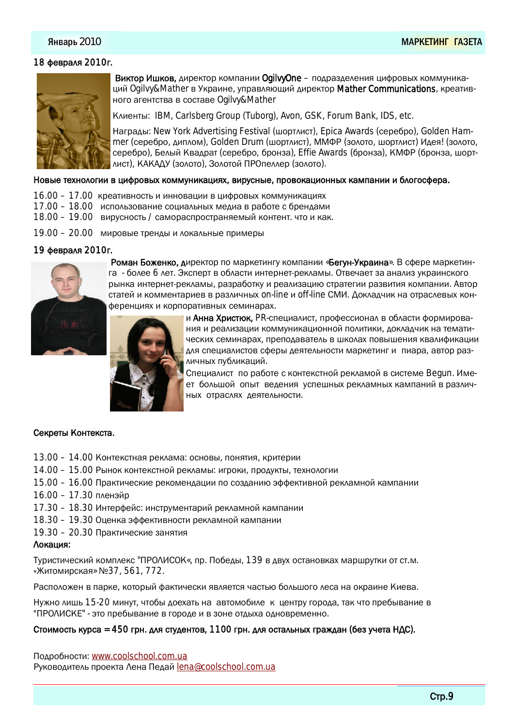18 февраля 2010г.

**Виктор Ишков,** директор компании **OgilvyOne** – подразделения цифровых коммуникаций Ogilvy&Mather в Украине, управляющий директор **Mather Communications**, креативного агентства в составе Ogilvy&Mather

Клиенты: IBM, Carlsberg Group (Tuborg), Avon, GSK, Forum Bank, IDS, etc.

Награды: New York Advertising Festival (шортлист), Epica Awards (серебро), Golden Hammer (серебро, диплом), Golden Drum (шортлист), ММФР (золото, шортлист) Идея! (золото, серебро), Белый Квадрат (серебро, бронза), Effie Awards (бронза), КМФР (бронза, шортлист), КАКАДУ (золото), Золотой ПРОпеллер (золото).

**Новые технологии в цифровых коммуникациях, вирусные, провокационных кампании и блогосфера.**

16.00 – 17.00 креативность и инновации в цифровых коммуникациях
17.00 – 18.00 использование социальных медиа в работе с брендами
18.00 – 19.00 вирусность / самораспространяемый контент. что и как.

19.00 – 20.00 мировые тренды и локальные примеры

19 февраля 2010г.

**Роман Боженко,** директор по маркетингу компании «**Бегун-Украина**». В сфере маркетинга - более 6 лет. Эксперт в области интернет-рекламы. Отвечает за анализ украинского рынка интернет-рекламы, разработку и реализацию стратегии развития компании. Автор статей и комментариев в различных on-line и off-line СМИ. Докладчик на отраслевых конференциях и корпоративных семинарах.

и **Анна Христюк,** PR-специалист, профессионал в области формирования и реализации коммуникационной политики, докладчик на тематических семинарах, преподаватель в школах повышения квалификации для специалистов сферы деятельности маркетинг и пиара, автор различных публикаций.

Специалист по работе с контекстной рекламой в системе Begun. Имеет большой опыт ведения успешных рекламных кампаний в различных отраслях деятельности.

**Секреты Контекста.**

13.00 – 14.00 Контекстная реклама: основы, понятия, критерии
14.00 – 15.00 Рынок контекстной рекламы: игроки, продукты, технологии
15.00 – 16.00 Практические рекомендации по созданию эффективной рекламной кампании
16.00 – 17.30 пленэйр
17.30 – 18.30 Интерфейс: инструментарий рекламной кампании
18.30 – 19.30 Оценка эффективности рекламной кампании
19.30 – 20.30 Практические занятия

**Локация:**

Туристический комплекс "ПРОЛИСОК«, пр. Победы, 139 в двух остановках маршрутки от ст.м. «Житомирская» №37, 561, 772.

Расположен в парке, который фактически является частью большого леса на окраине Киева.

Нужно лишь 15-20 минут, чтобы доехать на автомобиле к центру города, так что пребывание в "ПРОЛИСКЕ" - это пребывание в городе и в зоне отдыха одновременно.

**Стоимость курса = 450 грн. для студентов, 1100 грн. для остальных граждан (без учета НДС).**

Подробности: www.coolschool.com.ua
Руководитель проекта Лена Педай lena@coolschool.com.ua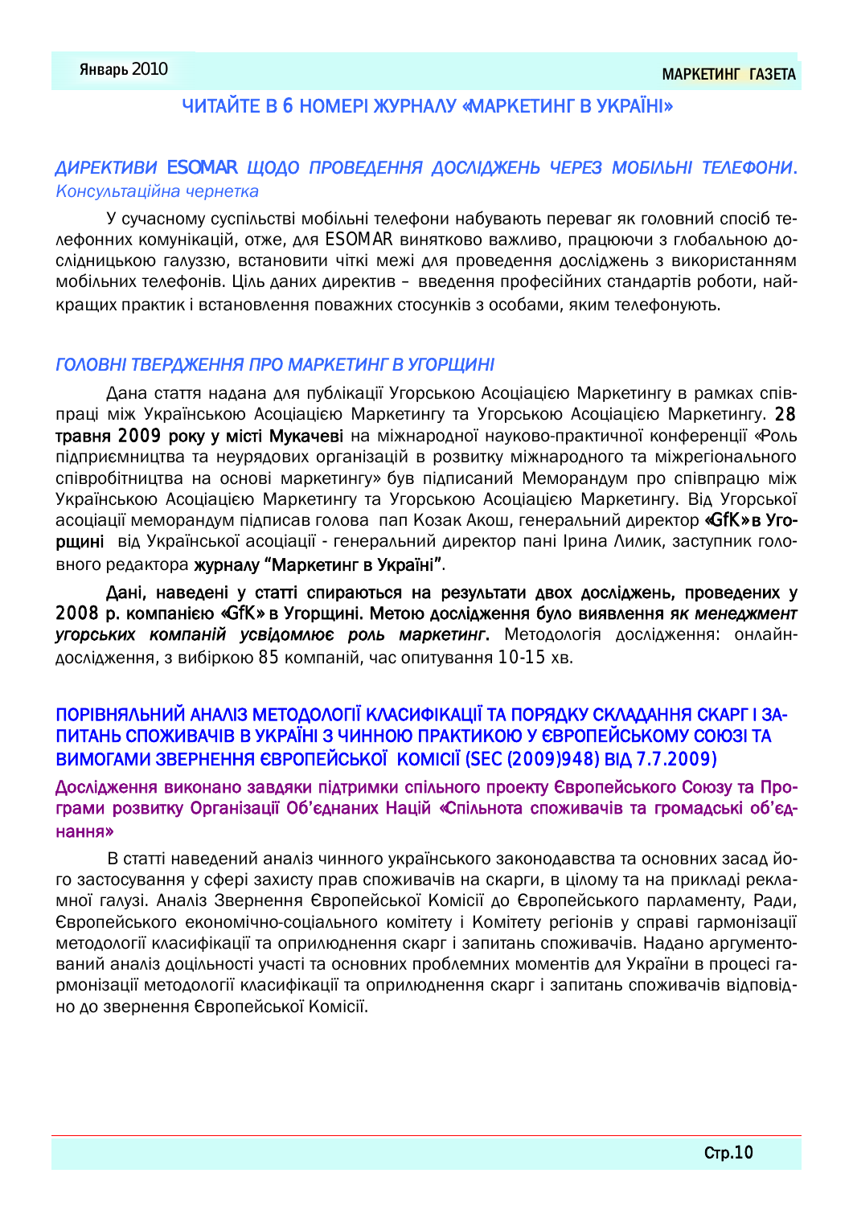## ЧИТАЙТЕ В 6 НОМЕРІ ЖУРНАЛУ «МАРКЕТИНГ В УКРАЇНІ»

### *ДИРЕКТИВИ ESOMAR ЩОДО ПРОВЕДЕННЯ ДОСЛІДЖЕНЬ ЧЕРЕЗ МОБІЛЬНІ ТЕЛЕФОНИ.*

*Консультаційна чернетка*

У сучасному суспільстві мобільні телефони набувають переваг як головний спосіб телефонних комунікацій, отже, для ESOMAR винятково важливо, працюючи з глобальною дослідницькою галуззю, встановити чіткі межі для проведення досліджень з використанням мобільних телефонів. Ціль даних директив – введення професійних стандартів роботи, найкращих практик і встановлення поважних стосунків з особами, яким телефонують.

### *ГОЛОВНІ ТВЕРДЖЕННЯ ПРО МАРКЕТИНГ В УГОРЩИНІ*

Дана стаття надана для публікації Угорською Асоціацією Маркетингу в рамках співпраці між Українською Асоціацією Маркетингу та Угорською Асоціацією Маркетингу. **28 травня 2009 року у місті Мукачеві** на міжнародної науково-практичної конференції «Роль підприємництва та неурядових організацій в розвитку міжнародного та міжрегіонального співробітництва на основі маркетингу» був підписаний Меморандум про співпрацю між Українською Асоціацією Маркетингу та Угорською Асоціацією Маркетингу. Від Угорської асоціації меморандум підписав голова пап Козак Акош, генеральний директор **«GfK» в Угорщині** від Української асоціації - генеральний директор пані Ірина Лилик, заступник головного редактора **журналу "Маркетинг в Україні"**.

**Дані, наведені у статті спираються на результати двох досліджень, проведених у 2008 р. компанією «GfK» в Угорщині. Метою дослідження було виявлення *як менеджмент угорських компаній усвідомлює роль маркетинг*.** Методологія дослідження: онлайн-дослідження, з вибіркою 85 компаній, час опитування 10-15 хв.

### ПОРІВНЯЛЬНИЙ АНАЛІЗ МЕТОДОЛОГІЇ КЛАСИФІКАЦІЇ ТА ПОРЯДКУ СКЛАДАННЯ СКАРГ І ЗАПИТАНЬ СПОЖИВАЧІВ В УКРАЇНІ З ЧИННОЮ ПРАКТИКОЮ У ЄВРОПЕЙСЬКОМУ СОЮЗІ ТА ВИМОГАМИ ЗВЕРНЕННЯ ЄВРОПЕЙСЬКОЇ КОМІСІЇ (SEC (2009)948) ВІД 7.7.2009)

**Дослідження виконано завдяки підтримки спільного проекту Європейського Союзу та Програми розвитку Організації Об'єднаних Націй «Спільнота споживачів та громадські об'єднання»**

В статті наведений аналіз чинного українського законодавства та основних засад його застосування у сфері захисту прав споживачів на скарги, в цілому та на прикладі рекламної галузі. Аналіз Звернення Європейської Комісії до Європейського парламенту, Ради, Європейського економічно-соціального комітету і Комітету регіонів у справі гармонізації методології класифікації та оприлюднення скарг і запитань споживачів. Надано аргументований аналіз доцільності участі та основних проблемних моментів для України в процесі гармонізації методології класифікації та оприлюднення скарг і запитань споживачів відповідно до звернення Європейської Комісії.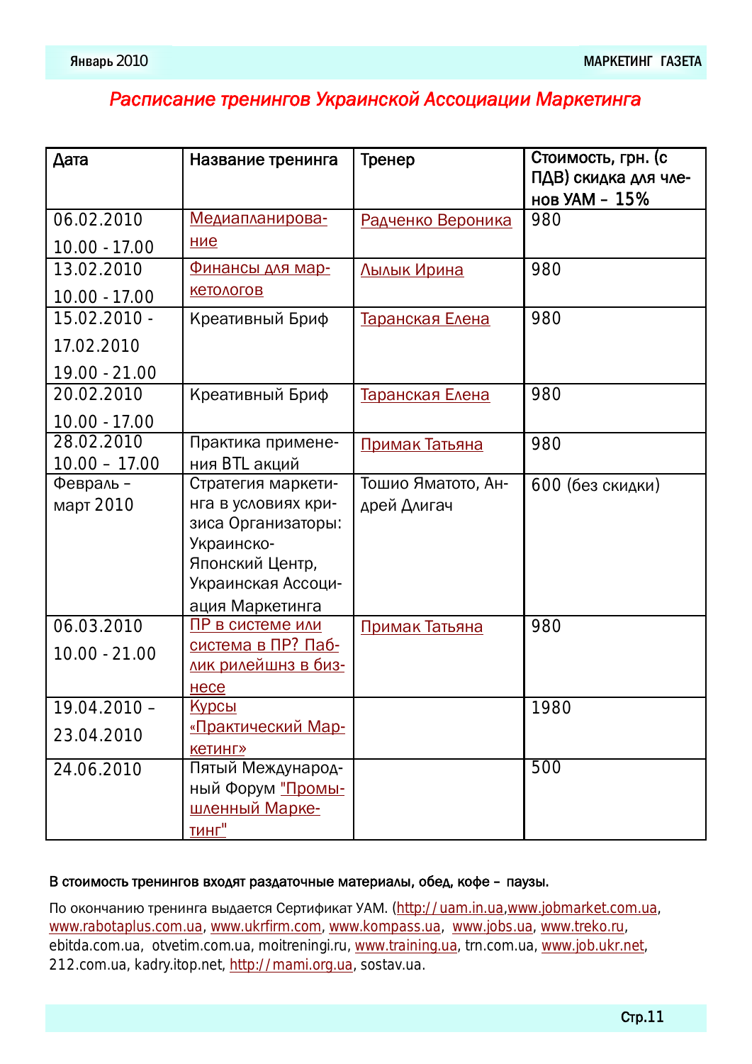# Расписание тренингов Украинской Ассоциации Маркетинга

| Дата | Название тренинга | Тренер | Стоимость, грн. (с ПДВ) скидка для членов УАМ – 15% |
|---|---|---|---|
| 06.02.2010<br>10.00 - 17.00 | Медиапланирование | Радченко Вероника | 980 |
| 13.02.2010<br>10.00 - 17.00 | Финансы для маркетологов | Лылык Ирина | 980 |
| 15.02.2010 - 17.02.2010<br>19.00 - 21.00 | Креативный Бриф | Таранская Елена | 980 |
| 20.02.2010<br>10.00 - 17.00 | Креативный Бриф | Таранская Елена | 980 |
| 28.02.2010<br>10.00 – 17.00 | Практика применения BTL акций | Примак Татьяна | 980 |
| Февраль – март 2010 | Стратегия маркетинга в условиях кризиса Организаторы: Украинско-Японский Центр, Украинская Ассоциация Маркетинга | Тошио Яматото, Андрей Длигач | 600 (без скидки) |
| 06.03.2010<br>10.00 - 21.00 | ПР в системе или система в ПР? Паблик рилейшнз в бизнесе | Примак Татьяна | 980 |
| 19.04.2010 – 23.04.2010 | Курсы «Практический Маркетинг» | | 1980 |
| 24.06.2010 | Пятый Международный Форум "Промышленный Маркетинг" | | 500 |

**В стоимость тренингов входят раздаточные материалы, обед, кофе – паузы.**

По окончанию тренинга выдается Сертификат УАМ. (http://uam.in.ua,www.jobmarket.com.ua, www.rabotaplus.com.ua, www.ukrfirm.com, www.kompass.ua, www.jobs.ua, www.treko.ru, ebitda.com.ua, otvetim.com.ua, moitreningi.ru, www.training.ua, trn.com.ua, www.job.ukr.net, 212.com.ua, kadry.itop.net, http://mami.org.ua, sostav.ua.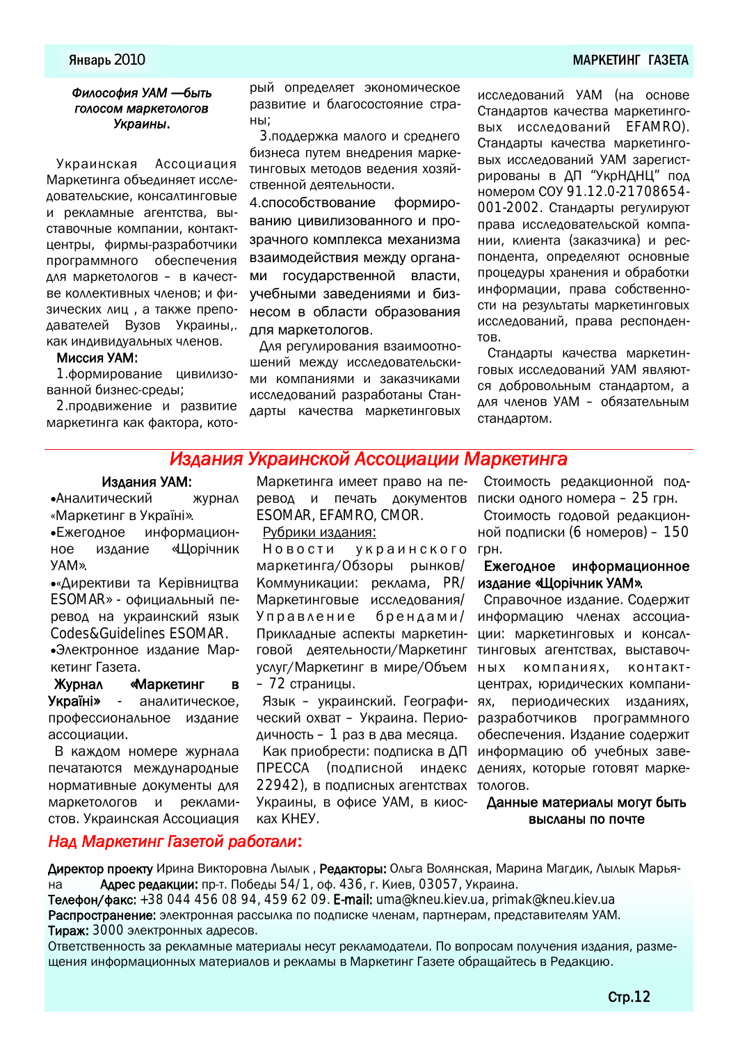***Философия УАМ —быть голосом маркетологов Украины.***

Украинская Ассоциация Маркетинга объединяет исследовательские, консалтинговые и рекламные агентства, выставочные компании, контакт-центры, фирмы-разработчики программного обеспечения для маркетологов – в качестве коллективных членов; и физических лиц , а также преподавателей Вузов Украины,. как индивидуальных членов.

**Миссия УАМ:**

1.формирование цивилизованной бизнес-среды;

2.продвижение и развитие маркетинга как фактора, который определяет экономическое развитие и благосостояние страны;

3.поддержка малого и среднего бизнеса путем внедрения маркетинговых методов ведения хозяйственной деятельности.

4.способствование формированию цивилизованного и прозрачного комплекса механизма взаимодействия между органами государственной власти, учебными заведениями и бизнесом в области образования для маркетологов.

Для регулирования взаимоотношений между исследовательскими компаниями и заказчиками исследований разработаны Стандарты качества маркетинговых исследований УАМ (на основе Стандартов качества маркетинговых исследований EFAMRO). Стандарты качества маркетинговых исследований УАМ зарегистрированы в ДП "УкрНДНЦ" под номером СОУ 91.12.0-21708654-001-2002. Стандарты регулируют права исследовательской компании, клиента (заказчика) и респондента, определяют основные процедуры хранения и обработки информации, права собственности на результаты маркетинговых исследований, права респондентов.

Стандарты качества маркетинговых исследований УАМ являются добровольным стандартом, а для членов УАМ – обязательным стандартом.

## *Издания Украинской Ассоциации Маркетинга*

**Издания УАМ:**

- Аналитический журнал «Маркетинг в Україні».
- Ежегодное информационное издание «Щорічник УАМ».
- «Директиви та Керівництва ESOMAR» - официальный перевод на украинский язык Codes&Guidelines ESOMAR.
- Электронное издание Маркетинг Газета.

**Журнал «Маркетинг в Україні»** - аналитическое, профессиональное издание ассоциации.

В каждом номере журнала печатаются международные нормативные документы для маркетологов и рекламистов. Украинская Ассоциация Маркетинга имеет право на перевод и печать документов ESOMAR, EFAMRO, CMOR.

Рубрики издания:

Новости украинского маркетинга/Обзоры рынков/ Коммуникации: реклама, PR/ Маркетинговые исследования/ Управление брендами/ Прикладные аспекты маркетинговой деятельности/Маркетинг услуг/Маркетинг в мире/Объем – 72 страницы.

Язык – украинский. Географический охват – Украина. Периодичность – 1 раз в два месяца.

Как приобрести: подписка в ДП ПРЕССА (подписной индекс 22942), в подписных агентствах Украины, в офисе УАМ, в киосках КНЕУ.

Стоимость редакционной подписки одного номера – 25 грн.

Стоимость годовой редакционной подписки (6 номеров) – 150 грн.

**Ежегодное информационное издание «Щорічник УАМ».**

Справочное издание. Содержит информацию членах ассоциации: маркетинговых и консалтинговых агентствах, выставочных компаниях, контакт-центрах, юридических компаниях, периодических изданиях, разработчиков программного обеспечения. Издание содержит информацию об учебных заведениях, которые готовят маркетологов.

**Данные материалы могут быть высланы по почте**

## *Над Маркетинг Газетой работали:*

**Директор проекту** Ирина Викторовна Лылык , **Редакторы:** Ольга Волянская, Марина Магдик, Лылык Марьяна **Адрес редакции:** пр-т. Победы 54/1, оф. 436, г. Киев, 03057, Украина.
**Телефон/факс:** +38 044 456 08 94, 459 62 09. **E-mail:** uma@kneu.kiev.ua, primak@kneu.kiev.ua
**Распространение:** электронная рассылка по подписке членам, партнерам, представителям УАМ.
**Тираж:** 3000 электронных адресов.
Ответственность за рекламные материалы несут рекламодатели. По вопросам получения издания, размещения информационных материалов и рекламы в Маркетинг Газете обращайтесь в Редакцию.